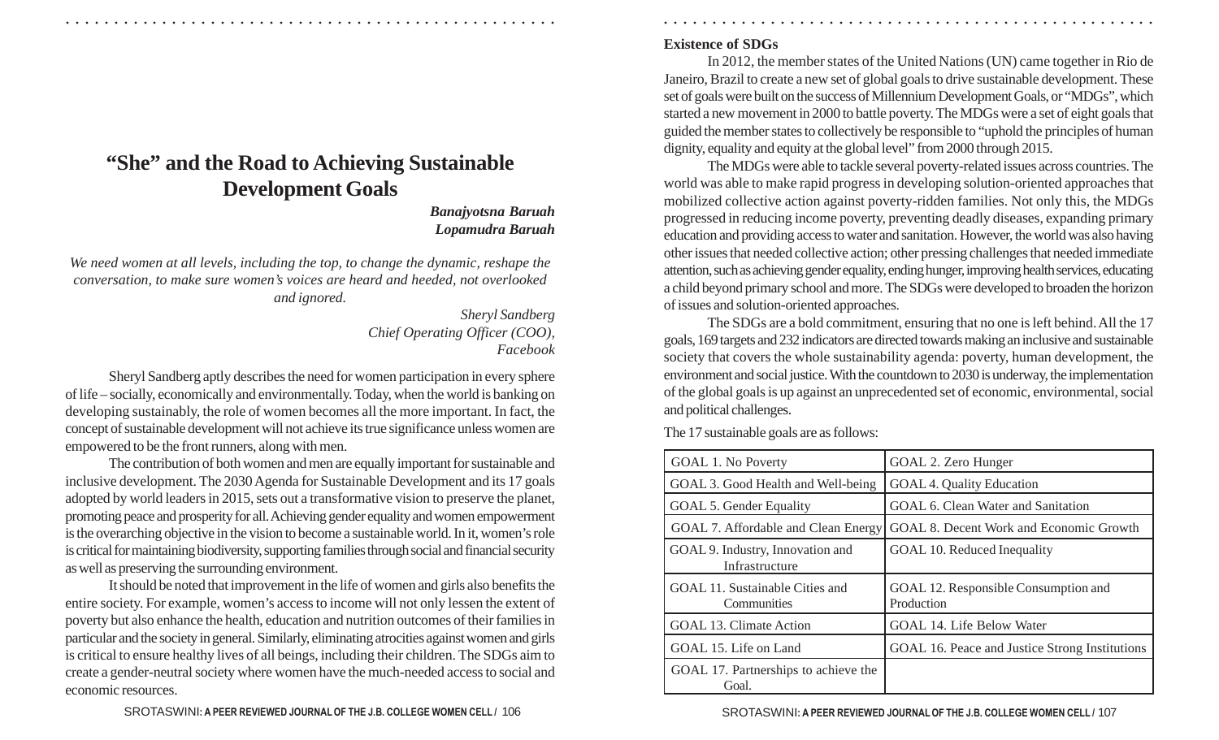# "She" and the Road to Achieving Sustainable Development Goals

***Banajyotsna Baruah***
***Lopamudra Baruah***

*We need women at all levels, including the top, to change the dynamic, reshape the conversation, to make sure women's voices are heard and heeded, not overlooked and ignored.*

*Sheryl Sandberg*
*Chief Operating Officer (COO), Facebook*

Sheryl Sandberg aptly describes the need for women participation in every sphere of life – socially, economically and environmentally. Today, when the world is banking on developing sustainably, the role of women becomes all the more important. In fact, the concept of sustainable development will not achieve its true significance unless women are empowered to be the front runners, along with men.

The contribution of both women and men are equally important for sustainable and inclusive development. The 2030 Agenda for Sustainable Development and its 17 goals adopted by world leaders in 2015, sets out a transformative vision to preserve the planet, promoting peace and prosperity for all. Achieving gender equality and women empowerment is the overarching objective in the vision to become a sustainable world. In it, women's role is critical for maintaining biodiversity, supporting families through social and financial security as well as preserving the surrounding environment.

It should be noted that improvement in the life of women and girls also benefits the entire society. For example, women's access to income will not only lessen the extent of poverty but also enhance the health, education and nutrition outcomes of their families in particular and the society in general. Similarly, eliminating atrocities against women and girls is critical to ensure healthy lives of all beings, including their children. The SDGs aim to create a gender-neutral society where women have the much-needed access to social and economic resources.

**Existence of SDGs**

In 2012, the member states of the United Nations (UN) came together in Rio de Janeiro, Brazil to create a new set of global goals to drive sustainable development. These set of goals were built on the success of Millennium Development Goals, or "MDGs", which started a new movement in 2000 to battle poverty. The MDGs were a set of eight goals that guided the member states to collectively be responsible to "uphold the principles of human dignity, equality and equity at the global level" from 2000 through 2015.

The MDGs were able to tackle several poverty-related issues across countries. The world was able to make rapid progress in developing solution-oriented approaches that mobilized collective action against poverty-ridden families. Not only this, the MDGs progressed in reducing income poverty, preventing deadly diseases, expanding primary education and providing access to water and sanitation. However, the world was also having other issues that needed collective action; other pressing challenges that needed immediate attention, such as achieving gender equality, ending hunger, improving health services, educating a child beyond primary school and more. The SDGs were developed to broaden the horizon of issues and solution-oriented approaches.

The SDGs are a bold commitment, ensuring that no one is left behind. All the 17 goals, 169 targets and 232 indicators are directed towards making an inclusive and sustainable society that covers the whole sustainability agenda: poverty, human development, the environment and social justice. With the countdown to 2030 is underway, the implementation of the global goals is up against an unprecedented set of economic, environmental, social and political challenges.

The 17 sustainable goals are as follows:

| | |
|---|---|
| GOAL 1. No Poverty | GOAL 2. Zero Hunger |
| GOAL 3. Good Health and Well-being | GOAL 4. Quality Education |
| GOAL 5. Gender Equality | GOAL 6. Clean Water and Sanitation |
| GOAL 7. Affordable and Clean Energy | GOAL 8. Decent Work and Economic Growth |
| GOAL 9. Industry, Innovation and Infrastructure | GOAL 10. Reduced Inequality |
| GOAL 11. Sustainable Cities and Communities | GOAL 12. Responsible Consumption and Production |
| GOAL 13. Climate Action | GOAL 14. Life Below Water |
| GOAL 15. Life on Land | GOAL 16. Peace and Justice Strong Institutions |
| GOAL 17. Partnerships to achieve the Goal. | |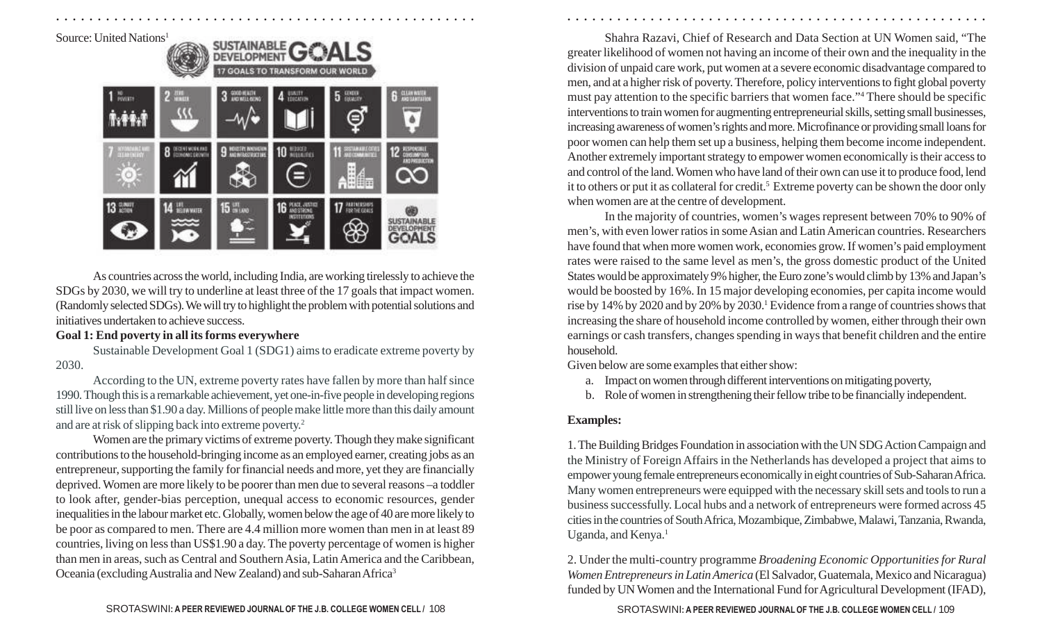Source: United Nations[1]

As countries across the world, including India, are working tirelessly to achieve the SDGs by 2030, we will try to underline at least three of the 17 goals that impact women. (Randomly selected SDGs). We will try to highlight the problem with potential solutions and initiatives undertaken to achieve success.

**Goal 1: End poverty in all its forms everywhere**

Sustainable Development Goal 1 (SDG1) aims to eradicate extreme poverty by 2030.

According to the UN, extreme poverty rates have fallen by more than half since 1990. Though this is a remarkable achievement, yet one-in-five people in developing regions still live on less than $1.90 a day. Millions of people make little more than this daily amount and are at risk of slipping back into extreme poverty.[2]

Women are the primary victims of extreme poverty. Though they make significant contributions to the household-bringing income as an employed earner, creating jobs as an entrepreneur, supporting the family for financial needs and more, yet they are financially deprived. Women are more likely to be poorer than men due to several reasons –a toddler to look after, gender-bias perception, unequal access to economic resources, gender inequalities in the labour market etc. Globally, women below the age of 40 are more likely to be poor as compared to men. There are 4.4 million more women than men in at least 89 countries, living on less than US$1.90 a day. The poverty percentage of women is higher than men in areas, such as Central and Southern Asia, Latin America and the Caribbean, Oceania (excluding Australia and New Zealand) and sub-Saharan Africa[3]

Shahra Razavi, Chief of Research and Data Section at UN Women said, "The greater likelihood of women not having an income of their own and the inequality in the division of unpaid care work, put women at a severe economic disadvantage compared to men, and at a higher risk of poverty. Therefore, policy interventions to fight global poverty must pay attention to the specific barriers that women face."[4] There should be specific interventions to train women for augmenting entrepreneurial skills, setting small businesses, increasing awareness of women's rights and more. Microfinance or providing small loans for poor women can help them set up a business, helping them become income independent. Another extremely important strategy to empower women economically is their access to and control of the land. Women who have land of their own can use it to produce food, lend it to others or put it as collateral for credit.[5] Extreme poverty can be shown the door only when women are at the centre of development.

In the majority of countries, women's wages represent between 70% to 90% of men's, with even lower ratios in some Asian and Latin American countries. Researchers have found that when more women work, economies grow. If women's paid employment rates were raised to the same level as men's, the gross domestic product of the United States would be approximately 9% higher, the Euro zone's would climb by 13% and Japan's would be boosted by 16%. In 15 major developing economies, per capita income would rise by 14% by 2020 and by 20% by 2030.[1] Evidence from a range of countries shows that increasing the share of household income controlled by women, either through their own earnings or cash transfers, changes spending in ways that benefit children and the entire household.

Given below are some examples that either show:

a. Impact on women through different interventions on mitigating poverty,
b. Role of women in strengthening their fellow tribe to be financially independent.

**Examples:**

1. The Building Bridges Foundation in association with the UN SDG Action Campaign and the Ministry of Foreign Affairs in the Netherlands has developed a project that aims to empower young female entrepreneurs economically in eight countries of Sub-Saharan Africa. Many women entrepreneurs were equipped with the necessary skill sets and tools to run a business successfully. Local hubs and a network of entrepreneurs were formed across 45 cities in the countries of South Africa, Mozambique, Zimbabwe, Malawi, Tanzania, Rwanda, Uganda, and Kenya.[1]

2. Under the multi-country programme *Broadening Economic Opportunities for Rural Women Entrepreneurs in Latin America* (El Salvador, Guatemala, Mexico and Nicaragua) funded by UN Women and the International Fund for Agricultural Development (IFAD),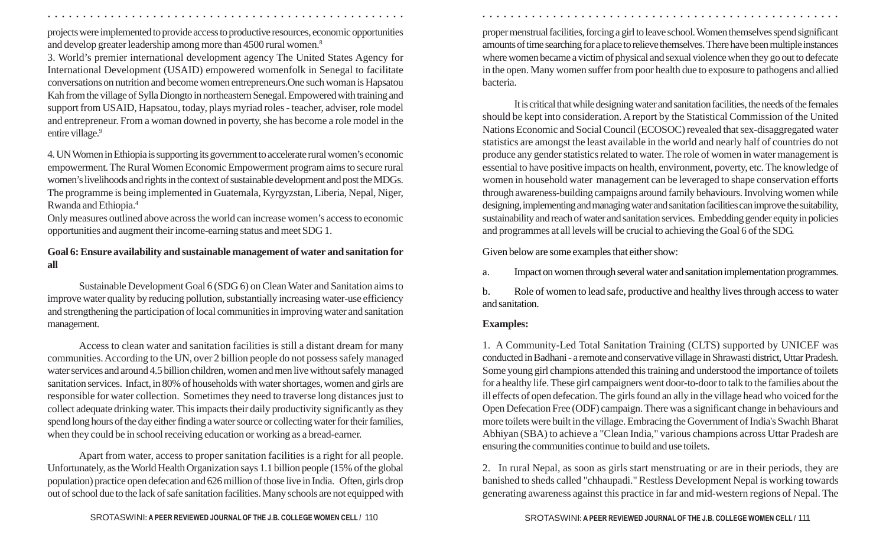projects were implemented to provide access to productive resources, economic opportunities and develop greater leadership among more than 4500 rural women.[8]

3. World's premier international development agency The United States Agency for International Development (USAID) empowered womenfolk in Senegal to facilitate conversations on nutrition and become women entrepreneurs.One such woman is Hapsatou Kah from the village of Sylla Diongto in northeastern Senegal. Empowered with training and support from USAID, Hapsatou, today, plays myriad roles - teacher, adviser, role model and entrepreneur. From a woman downed in poverty, she has become a role model in the entire village.[9]

4. UN Women in Ethiopia is supporting its government to accelerate rural women's economic empowerment. The Rural Women Economic Empowerment program aims to secure rural women's livelihoods and rights in the context of sustainable development and post the MDGs. The programme is being implemented in Guatemala, Kyrgyzstan, Liberia, Nepal, Niger, Rwanda and Ethiopia.[4]

Only measures outlined above across the world can increase women's access to economic opportunities and augment their income-earning status and meet SDG 1.

**Goal 6: Ensure availability and sustainable management of water and sanitation for all**

Sustainable Development Goal 6 (SDG 6) on Clean Water and Sanitation aims to improve water quality by reducing pollution, substantially increasing water-use efficiency and strengthening the participation of local communities in improving water and sanitation management.

Access to clean water and sanitation facilities is still a distant dream for many communities. According to the UN, over 2 billion people do not possess safely managed water services and around 4.5 billion children, women and men live without safely managed sanitation services. Infact, in 80% of households with water shortages, women and girls are responsible for water collection. Sometimes they need to traverse long distances just to collect adequate drinking water. This impacts their daily productivity significantly as they spend long hours of the day either finding a water source or collecting water for their families, when they could be in school receiving education or working as a bread-earner.

Apart from water, access to proper sanitation facilities is a right for all people. Unfortunately, as the World Health Organization says 1.1 billion people (15% of the global population) practice open defecation and 626 million of those live in India. Often, girls drop out of school due to the lack of safe sanitation facilities. Many schools are not equipped with proper menstrual facilities, forcing a girl to leave school. Women themselves spend significant amounts of time searching for a place to relieve themselves. There have been multiple instances where women became a victim of physical and sexual violence when they go out to defecate in the open. Many women suffer from poor health due to exposure to pathogens and allied bacteria.

It is critical that while designing water and sanitation facilities, the needs of the females should be kept into consideration. A report by the Statistical Commission of the United Nations Economic and Social Council (ECOSOC) revealed that sex-disaggregated water statistics are amongst the least available in the world and nearly half of countries do not produce any gender statistics related to water. The role of women in water management is essential to have positive impacts on health, environment, poverty, etc. The knowledge of women in household water management can be leveraged to shape conservation efforts through awareness-building campaigns around family behaviours. Involving women while designing, implementing and managing water and sanitation facilities can improve the suitability, sustainability and reach of water and sanitation services. Embedding gender equity in policies and programmes at all levels will be crucial to achieving the Goal 6 of the SDG.

Given below are some examples that either show:

a. Impact on women through several water and sanitation implementation programmes.

b. Role of women to lead safe, productive and healthy lives through access to water and sanitation.

**Examples:**

1. A Community-Led Total Sanitation Training (CLTS) supported by UNICEF was conducted in Badhani - a remote and conservative village in Shrawasti district, Uttar Pradesh. Some young girl champions attended this training and understood the importance of toilets for a healthy life. These girl campaigners went door-to-door to talk to the families about the ill effects of open defecation. The girls found an ally in the village head who voiced for the Open Defecation Free (ODF) campaign. There was a significant change in behaviours and more toilets were built in the village. Embracing the Government of India's Swachh Bharat Abhiyan (SBA) to achieve a "Clean India," various champions across Uttar Pradesh are ensuring the communities continue to build and use toilets.

2. In rural Nepal, as soon as girls start menstruating or are in their periods, they are banished to sheds called "chhaupadi." Restless Development Nepal is working towards generating awareness against this practice in far and mid-western regions of Nepal. The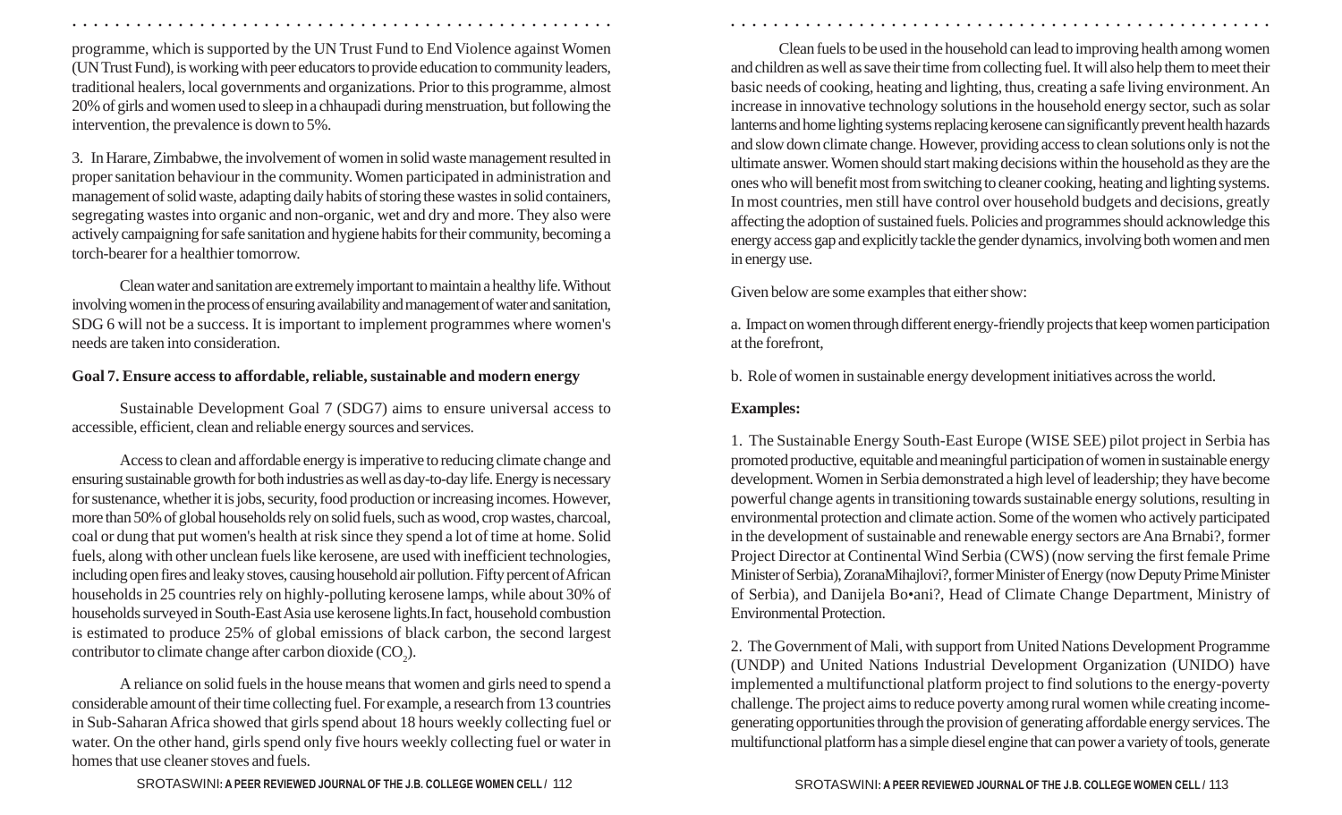programme, which is supported by the UN Trust Fund to End Violence against Women (UN Trust Fund), is working with peer educators to provide education to community leaders, traditional healers, local governments and organizations. Prior to this programme, almost 20% of girls and women used to sleep in a chhaupadi during menstruation, but following the intervention, the prevalence is down to 5%.

3. In Harare, Zimbabwe, the involvement of women in solid waste management resulted in proper sanitation behaviour in the community. Women participated in administration and management of solid waste, adapting daily habits of storing these wastes in solid containers, segregating wastes into organic and non-organic, wet and dry and more. They also were actively campaigning for safe sanitation and hygiene habits for their community, becoming a torch-bearer for a healthier tomorrow.

Clean water and sanitation are extremely important to maintain a healthy life. Without involving women in the process of ensuring availability and management of water and sanitation, SDG 6 will not be a success. It is important to implement programmes where women's needs are taken into consideration.

**Goal 7. Ensure access to affordable, reliable, sustainable and modern energy**

Sustainable Development Goal 7 (SDG7) aims to ensure universal access to accessible, efficient, clean and reliable energy sources and services.

Access to clean and affordable energy is imperative to reducing climate change and ensuring sustainable growth for both industries as well as day-to-day life. Energy is necessary for sustenance, whether it is jobs, security, food production or increasing incomes. However, more than 50% of global households rely on solid fuels, such as wood, crop wastes, charcoal, coal or dung that put women's health at risk since they spend a lot of time at home. Solid fuels, along with other unclean fuels like kerosene, are used with inefficient technologies, including open fires and leaky stoves, causing household air pollution. Fifty percent of African households in 25 countries rely on highly-polluting kerosene lamps, while about 30% of households surveyed in South-East Asia use kerosene lights.In fact, household combustion is estimated to produce 25% of global emissions of black carbon, the second largest contributor to climate change after carbon dioxide ($CO_2$).

A reliance on solid fuels in the house means that women and girls need to spend a considerable amount of their time collecting fuel. For example, a research from 13 countries in Sub-Saharan Africa showed that girls spend about 18 hours weekly collecting fuel or water. On the other hand, girls spend only five hours weekly collecting fuel or water in homes that use cleaner stoves and fuels.

Clean fuels to be used in the household can lead to improving health among women and children as well as save their time from collecting fuel. It will also help them to meet their basic needs of cooking, heating and lighting, thus, creating a safe living environment. An increase in innovative technology solutions in the household energy sector, such as solar lanterns and home lighting systems replacing kerosene can significantly prevent health hazards and slow down climate change. However, providing access to clean solutions only is not the ultimate answer. Women should start making decisions within the household as they are the ones who will benefit most from switching to cleaner cooking, heating and lighting systems. In most countries, men still have control over household budgets and decisions, greatly affecting the adoption of sustained fuels. Policies and programmes should acknowledge this energy access gap and explicitly tackle the gender dynamics, involving both women and men in energy use.

Given below are some examples that either show:

a. Impact on women through different energy-friendly projects that keep women participation at the forefront,

b. Role of women in sustainable energy development initiatives across the world.

**Examples:**

1. The Sustainable Energy South-East Europe (WISE SEE) pilot project in Serbia has promoted productive, equitable and meaningful participation of women in sustainable energy development. Women in Serbia demonstrated a high level of leadership; they have become powerful change agents in transitioning towards sustainable energy solutions, resulting in environmental protection and climate action. Some of the women who actively participated in the development of sustainable and renewable energy sectors are Ana Brnabi?, former Project Director at Continental Wind Serbia (CWS) (now serving the first female Prime Minister of Serbia), ZoranaMihajlovi?, former Minister of Energy (now Deputy Prime Minister of Serbia), and Danijela Bo•ani?, Head of Climate Change Department, Ministry of Environmental Protection.

2. The Government of Mali, with support from United Nations Development Programme (UNDP) and United Nations Industrial Development Organization (UNIDO) have implemented a multifunctional platform project to find solutions to the energy-poverty challenge. The project aims to reduce poverty among rural women while creating income-generating opportunities through the provision of generating affordable energy services. The multifunctional platform has a simple diesel engine that can power a variety of tools, generate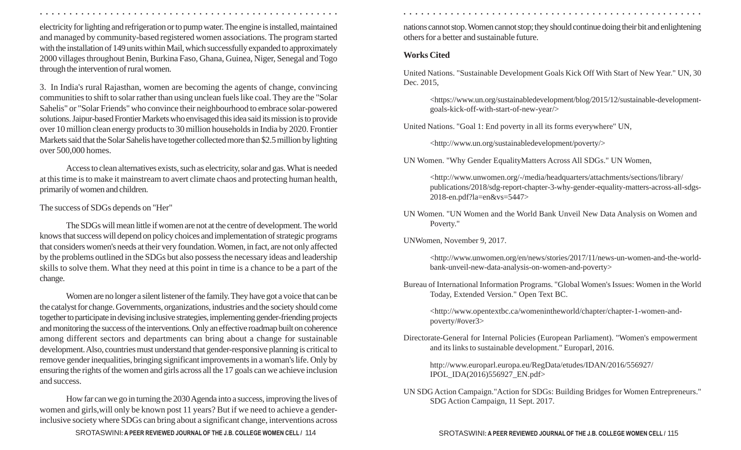electricity for lighting and refrigeration or to pump water. The engine is installed, maintained and managed by community-based registered women associations. The program started with the installation of 149 units within Mail, which successfully expanded to approximately 2000 villages throughout Benin, Burkina Faso, Ghana, Guinea, Niger, Senegal and Togo through the intervention of rural women.

3. In India's rural Rajasthan, women are becoming the agents of change, convincing communities to shift to solar rather than using unclean fuels like coal. They are the "Solar Sahelis" or "Solar Friends" who convince their neighbourhood to embrace solar-powered solutions. Jaipur-based Frontier Markets who envisaged this idea said its mission is to provide over 10 million clean energy products to 30 million households in India by 2020. Frontier Markets said that the Solar Sahelis have together collected more than $2.5 million by lighting over 500,000 homes.

Access to clean alternatives exists, such as electricity, solar and gas. What is needed at this time is to make it mainstream to avert climate chaos and protecting human health, primarily of women and children.

The success of SDGs depends on "Her"

The SDGs will mean little if women are not at the centre of development. The world knows that success will depend on policy choices and implementation of strategic programs that considers women's needs at their very foundation. Women, in fact, are not only affected by the problems outlined in the SDGs but also possess the necessary ideas and leadership skills to solve them. What they need at this point in time is a chance to be a part of the change.

Women are no longer a silent listener of the family. They have got a voice that can be the catalyst for change. Governments, organizations, industries and the society should come together to participate in devising inclusive strategies, implementing gender-friending projects and monitoring the success of the interventions. Only an effective roadmap built on coherence among different sectors and departments can bring about a change for sustainable development. Also, countries must understand that gender-responsive planning is critical to remove gender inequalities, bringing significant improvements in a woman's life. Only by ensuring the rights of the women and girls across all the 17 goals can we achieve inclusion and success.

How far can we go in turning the 2030 Agenda into a success, improving the lives of women and girls,will only be known post 11 years? But if we need to achieve a gender-inclusive society where SDGs can bring about a significant change, interventions across nations cannot stop. Women cannot stop; they should continue doing their bit and enlightening others for a better and sustainable future.

**Works Cited**

United Nations. "Sustainable Development Goals Kick Off With Start of New Year." UN, 30 Dec. 2015,

<https://www.un.org/sustainabledevelopment/blog/2015/12/sustainable-development-goals-kick-off-with-start-of-new-year/>

United Nations. "Goal 1: End poverty in all its forms everywhere" UN,

<http://www.un.org/sustainabledevelopment/poverty/>

UN Women. "Why Gender EqualityMatters Across All SDGs." UN Women,

<http://www.unwomen.org/-/media/headquarters/attachments/sections/library/publications/2018/sdg-report-chapter-3-why-gender-equality-matters-across-all-sdgs-2018-en.pdf?la=en&vs=5447>

UN Women. "UN Women and the World Bank Unveil New Data Analysis on Women and Poverty."

UNWomen, November 9, 2017.

<http://www.unwomen.org/en/news/stories/2017/11/news-un-women-and-the-world-bank-unveil-new-data-analysis-on-women-and-poverty>

Bureau of International Information Programs. "Global Women's Issues: Women in the World Today, Extended Version." Open Text BC.

<http://www.opentextbc.ca/womenintheworld/chapter/chapter-1-women-and-poverty/#over3>

Directorate-General for Internal Policies (European Parliament). "Women's empowerment and its links to sustainable development." Europarl, 2016.

http://www.europarl.europa.eu/RegData/etudes/IDAN/2016/556927/IPOL_IDA(2016)556927_EN.pdf>

UN SDG Action Campaign."Action for SDGs: Building Bridges for Women Entrepreneurs." SDG Action Campaign, 11 Sept. 2017.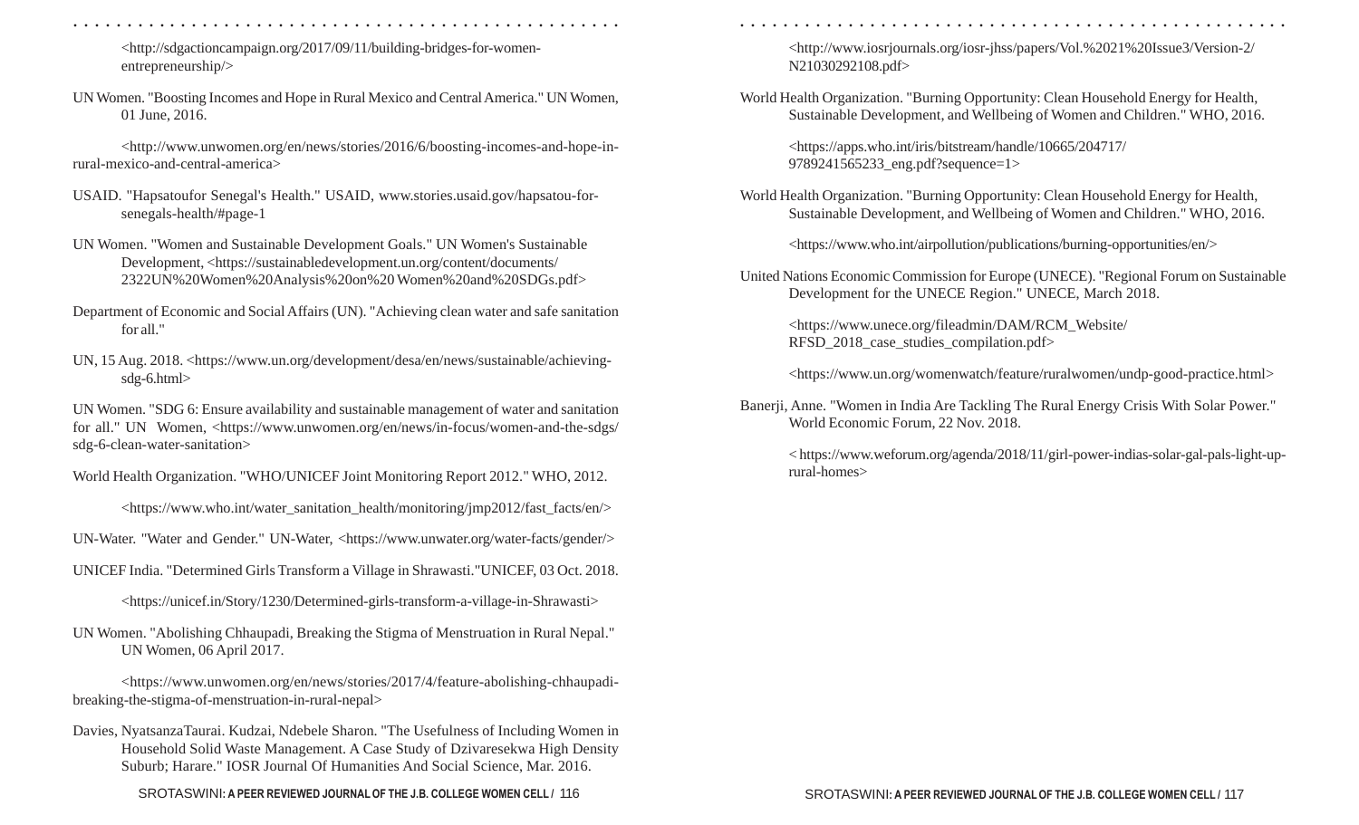<http://sdgactioncampaign.org/2017/09/11/building-bridges-for-women-entrepreneurship/>

UN Women. "Boosting Incomes and Hope in Rural Mexico and Central America." UN Women, 01 June, 2016.

<http://www.unwomen.org/en/news/stories/2016/6/boosting-incomes-and-hope-in-rural-mexico-and-central-america>

USAID. "Hapsatoufor Senegal's Health." USAID, www.stories.usaid.gov/hapsatou-for-senegals-health/#page-1

UN Women. "Women and Sustainable Development Goals." UN Women's Sustainable Development, <https://sustainabledevelopment.un.org/content/documents/2322UN%20Women%20Analysis%20on%20 Women%20and%20SDGs.pdf>

Department of Economic and Social Affairs (UN). "Achieving clean water and safe sanitation for all."

UN, 15 Aug. 2018. <https://www.un.org/development/desa/en/news/sustainable/achieving-sdg-6.html>

UN Women. "SDG 6: Ensure availability and sustainable management of water and sanitation for all." UN Women, <https://www.unwomen.org/en/news/in-focus/women-and-the-sdgs/sdg-6-clean-water-sanitation>

World Health Organization. "WHO/UNICEF Joint Monitoring Report 2012." WHO, 2012.

<https://www.who.int/water_sanitation_health/monitoring/jmp2012/fast_facts/en/>

UN-Water. "Water and Gender." UN-Water, <https://www.unwater.org/water-facts/gender/>

UNICEF India. "Determined Girls Transform a Village in Shrawasti."UNICEF, 03 Oct. 2018.

<https://unicef.in/Story/1230/Determined-girls-transform-a-village-in-Shrawasti>

UN Women. "Abolishing Chhaupadi, Breaking the Stigma of Menstruation in Rural Nepal." UN Women, 06 April 2017.

<https://www.unwomen.org/en/news/stories/2017/4/feature-abolishing-chhaupadi-breaking-the-stigma-of-menstruation-in-rural-nepal>

Davies, NyatsanzaTaurai. Kudzai, Ndebele Sharon. "The Usefulness of Including Women in Household Solid Waste Management. A Case Study of Dzivaresekwa High Density Suburb; Harare." IOSR Journal Of Humanities And Social Science, Mar. 2016.

<http://www.iosrjournals.org/iosr-jhss/papers/Vol.%2021%20Issue3/Version-2/N21030292108.pdf>

World Health Organization. "Burning Opportunity: Clean Household Energy for Health, Sustainable Development, and Wellbeing of Women and Children." WHO, 2016.

<https://apps.who.int/iris/bitstream/handle/10665/204717/9789241565233_eng.pdf?sequence=1>

World Health Organization. "Burning Opportunity: Clean Household Energy for Health, Sustainable Development, and Wellbeing of Women and Children." WHO, 2016.

<https://www.who.int/airpollution/publications/burning-opportunities/en/>

United Nations Economic Commission for Europe (UNECE). "Regional Forum on Sustainable Development for the UNECE Region." UNECE, March 2018.

<https://www.unece.org/fileadmin/DAM/RCM_Website/RFSD_2018_case_studies_compilation.pdf>

<https://www.un.org/womenwatch/feature/ruralwomen/undp-good-practice.html>

Banerji, Anne. "Women in India Are Tackling The Rural Energy Crisis With Solar Power." World Economic Forum, 22 Nov. 2018.

< https://www.weforum.org/agenda/2018/11/girl-power-indias-solar-gal-pals-light-up-rural-homes>